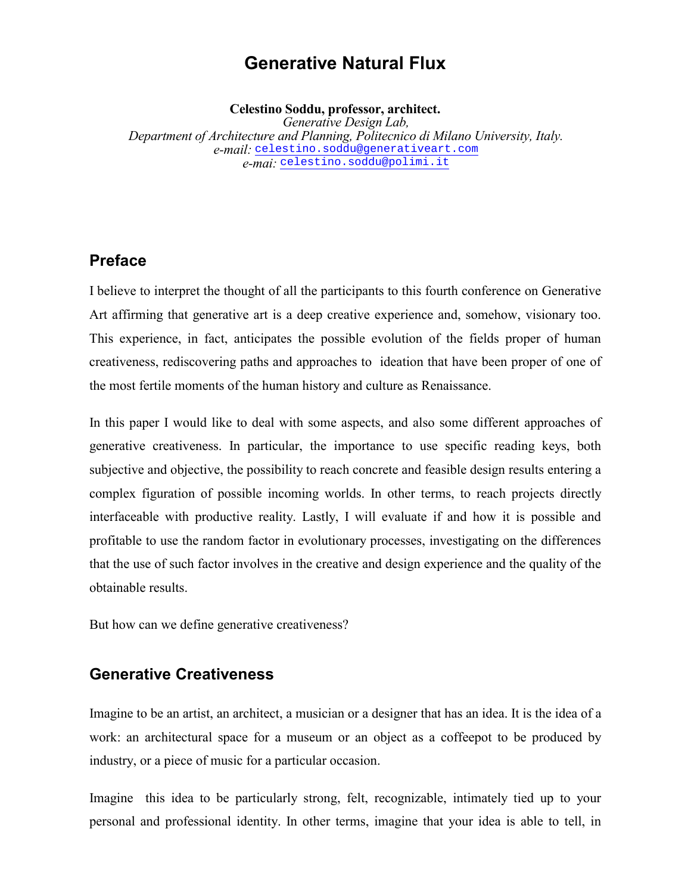# Generative Natural Flux

**Celestino Soddu, professor, architect.**
*Generative Design Lab,*
*Department of Architecture and Planning, Politecnico di Milano University, Italy.*
*e-mail:* celestino.soddu@generativeart.com
*e-mai:* celestino.soddu@polimi.it

## Preface

I believe to interpret the thought of all the participants to this fourth conference on Generative Art affirming that generative art is a deep creative experience and, somehow, visionary too. This experience, in fact, anticipates the possible evolution of the fields proper of human creativeness, rediscovering paths and approaches to ideation that have been proper of one of the most fertile moments of the human history and culture as Renaissance.

In this paper I would like to deal with some aspects, and also some different approaches of generative creativeness. In particular, the importance to use specific reading keys, both subjective and objective, the possibility to reach concrete and feasible design results entering a complex figuration of possible incoming worlds. In other terms, to reach projects directly interfaceable with productive reality. Lastly, I will evaluate if and how it is possible and profitable to use the random factor in evolutionary processes, investigating on the differences that the use of such factor involves in the creative and design experience and the quality of the obtainable results.

But how can we define generative creativeness?

## Generative Creativeness

Imagine to be an artist, an architect, a musician or a designer that has an idea. It is the idea of a work: an architectural space for a museum or an object as a coffeepot to be produced by industry, or a piece of music for a particular occasion.

Imagine this idea to be particularly strong, felt, recognizable, intimately tied up to your personal and professional identity. In other terms, imagine that your idea is able to tell, in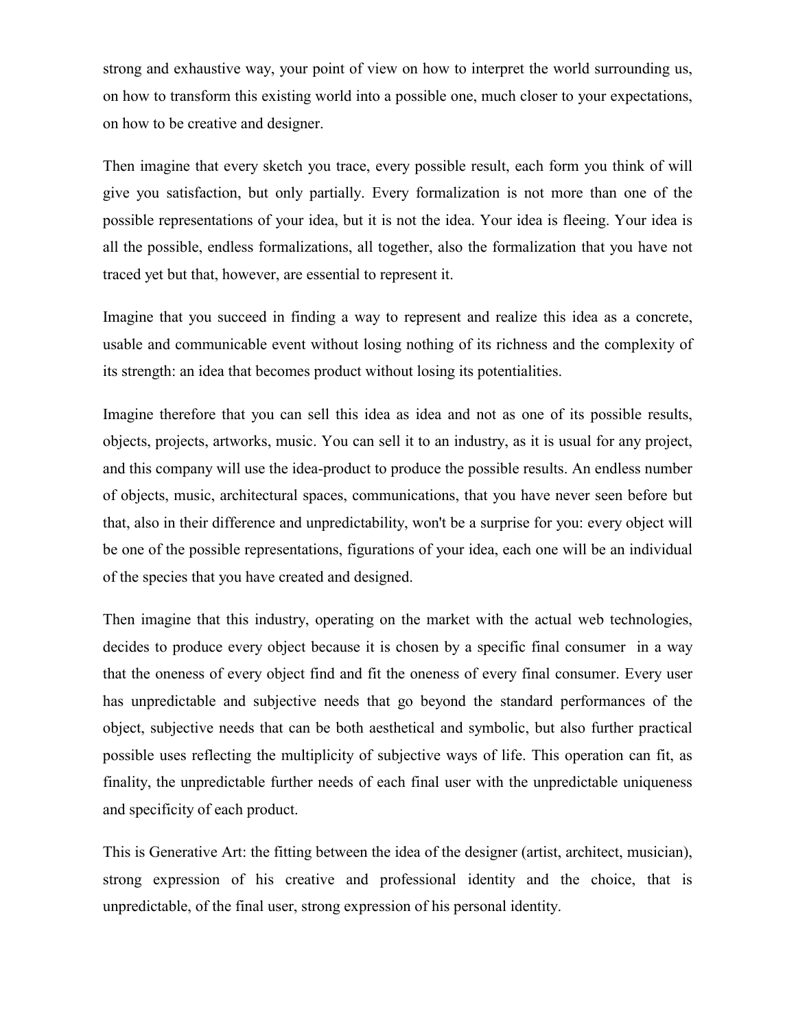strong and exhaustive way, your point of view on how to interpret the world surrounding us, on how to transform this existing world into a possible one, much closer to your expectations, on how to be creative and designer.

Then imagine that every sketch you trace, every possible result, each form you think of will give you satisfaction, but only partially. Every formalization is not more than one of the possible representations of your idea, but it is not the idea. Your idea is fleeing. Your idea is all the possible, endless formalizations, all together, also the formalization that you have not traced yet but that, however, are essential to represent it.

Imagine that you succeed in finding a way to represent and realize this idea as a concrete, usable and communicable event without losing nothing of its richness and the complexity of its strength: an idea that becomes product without losing its potentialities.

Imagine therefore that you can sell this idea as idea and not as one of its possible results, objects, projects, artworks, music. You can sell it to an industry, as it is usual for any project, and this company will use the idea-product to produce the possible results. An endless number of objects, music, architectural spaces, communications, that you have never seen before but that, also in their difference and unpredictability, won't be a surprise for you: every object will be one of the possible representations, figurations of your idea, each one will be an individual of the species that you have created and designed.

Then imagine that this industry, operating on the market with the actual web technologies, decides to produce every object because it is chosen by a specific final consumer in a way that the oneness of every object find and fit the oneness of every final consumer. Every user has unpredictable and subjective needs that go beyond the standard performances of the object, subjective needs that can be both aesthetical and symbolic, but also further practical possible uses reflecting the multiplicity of subjective ways of life. This operation can fit, as finality, the unpredictable further needs of each final user with the unpredictable uniqueness and specificity of each product.

This is Generative Art: the fitting between the idea of the designer (artist, architect, musician), strong expression of his creative and professional identity and the choice, that is unpredictable, of the final user, strong expression of his personal identity.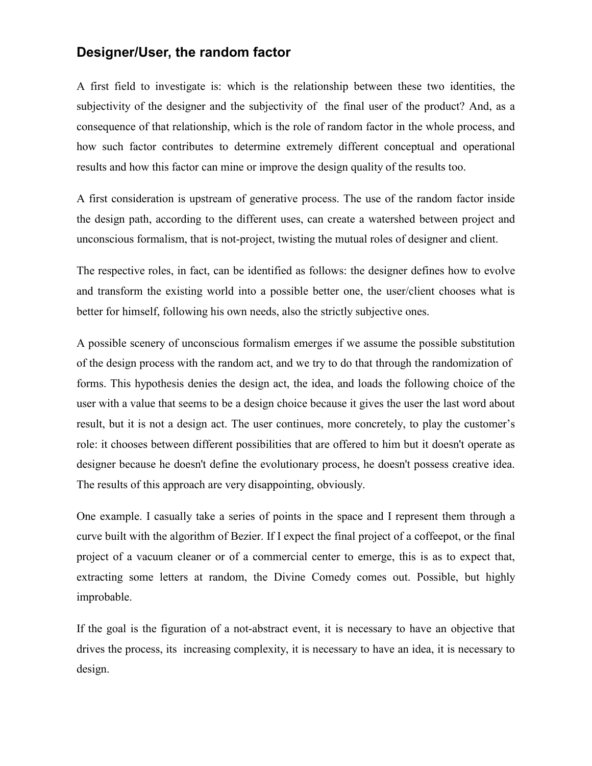## Designer/User, the random factor

A first field to investigate is: which is the relationship between these two identities, the subjectivity of the designer and the subjectivity of the final user of the product? And, as a consequence of that relationship, which is the role of random factor in the whole process, and how such factor contributes to determine extremely different conceptual and operational results and how this factor can mine or improve the design quality of the results too.

A first consideration is upstream of generative process. The use of the random factor inside the design path, according to the different uses, can create a watershed between project and unconscious formalism, that is not-project, twisting the mutual roles of designer and client.

The respective roles, in fact, can be identified as follows: the designer defines how to evolve and transform the existing world into a possible better one, the user/client chooses what is better for himself, following his own needs, also the strictly subjective ones.

A possible scenery of unconscious formalism emerges if we assume the possible substitution of the design process with the random act, and we try to do that through the randomization of forms. This hypothesis denies the design act, the idea, and loads the following choice of the user with a value that seems to be a design choice because it gives the user the last word about result, but it is not a design act. The user continues, more concretely, to play the customer's role: it chooses between different possibilities that are offered to him but it doesn't operate as designer because he doesn't define the evolutionary process, he doesn't possess creative idea. The results of this approach are very disappointing, obviously.

One example. I casually take a series of points in the space and I represent them through a curve built with the algorithm of Bezier. If I expect the final project of a coffeepot, or the final project of a vacuum cleaner or of a commercial center to emerge, this is as to expect that, extracting some letters at random, the Divine Comedy comes out. Possible, but highly improbable.

If the goal is the figuration of a not-abstract event, it is necessary to have an objective that drives the process, its increasing complexity, it is necessary to have an idea, it is necessary to design.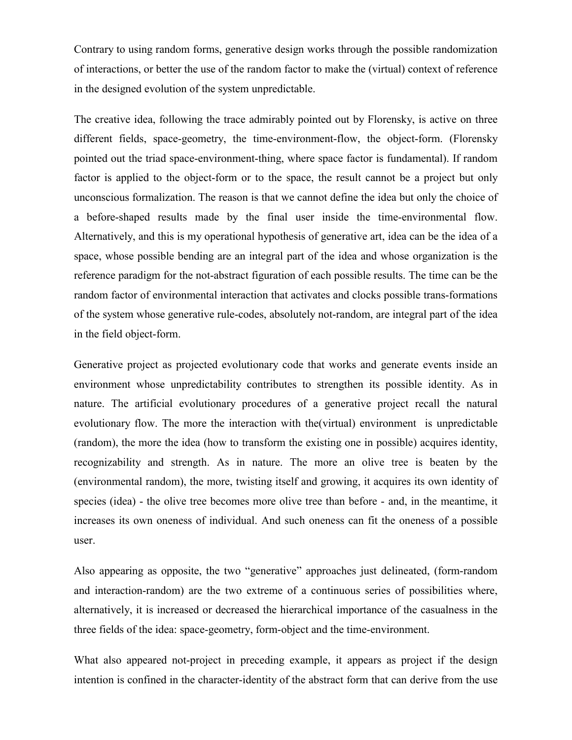Contrary to using random forms, generative design works through the possible randomization of interactions, or better the use of the random factor to make the (virtual) context of reference in the designed evolution of the system unpredictable.

The creative idea, following the trace admirably pointed out by Florensky, is active on three different fields, space-geometry, the time-environment-flow, the object-form. (Florensky pointed out the triad space-environment-thing, where space factor is fundamental). If random factor is applied to the object-form or to the space, the result cannot be a project but only unconscious formalization. The reason is that we cannot define the idea but only the choice of a before-shaped results made by the final user inside the time-environmental flow. Alternatively, and this is my operational hypothesis of generative art, idea can be the idea of a space, whose possible bending are an integral part of the idea and whose organization is the reference paradigm for the not-abstract figuration of each possible results. The time can be the random factor of environmental interaction that activates and clocks possible trans-formations of the system whose generative rule-codes, absolutely not-random, are integral part of the idea in the field object-form.

Generative project as projected evolutionary code that works and generate events inside an environment whose unpredictability contributes to strengthen its possible identity. As in nature. The artificial evolutionary procedures of a generative project recall the natural evolutionary flow. The more the interaction with the(virtual) environment is unpredictable (random), the more the idea (how to transform the existing one in possible) acquires identity, recognizability and strength. As in nature. The more an olive tree is beaten by the (environmental random), the more, twisting itself and growing, it acquires its own identity of species (idea) - the olive tree becomes more olive tree than before - and, in the meantime, it increases its own oneness of individual. And such oneness can fit the oneness of a possible user.

Also appearing as opposite, the two "generative" approaches just delineated, (form-random and interaction-random) are the two extreme of a continuous series of possibilities where, alternatively, it is increased or decreased the hierarchical importance of the casualness in the three fields of the idea: space-geometry, form-object and the time-environment.

What also appeared not-project in preceding example, it appears as project if the design intention is confined in the character-identity of the abstract form that can derive from the use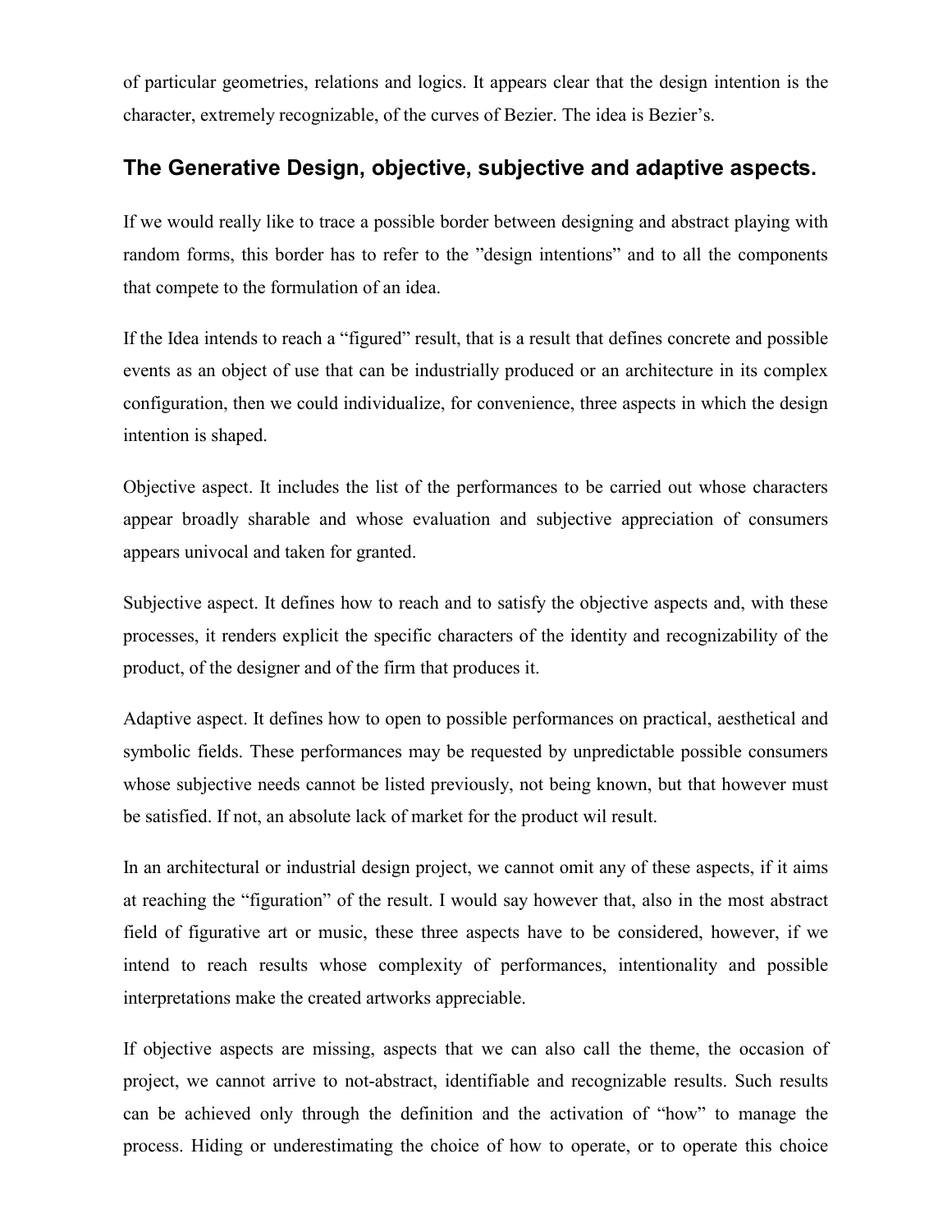of particular geometries, relations and logics. It appears clear that the design intention is the character, extremely recognizable, of the curves of Bezier. The idea is Bezier's.

## The Generative Design, objective, subjective and adaptive aspects.

If we would really like to trace a possible border between designing and abstract playing with random forms, this border has to refer to the "design intentions" and to all the components that compete to the formulation of an idea.

If the Idea intends to reach a "figured" result, that is a result that defines concrete and possible events as an object of use that can be industrially produced or an architecture in its complex configuration, then we could individualize, for convenience, three aspects in which the design intention is shaped.

Objective aspect. It includes the list of the performances to be carried out whose characters appear broadly sharable and whose evaluation and subjective appreciation of consumers appears univocal and taken for granted.

Subjective aspect. It defines how to reach and to satisfy the objective aspects and, with these processes, it renders explicit the specific characters of the identity and recognizability of the product, of the designer and of the firm that produces it.

Adaptive aspect. It defines how to open to possible performances on practical, aesthetical and symbolic fields. These performances may be requested by unpredictable possible consumers whose subjective needs cannot be listed previously, not being known, but that however must be satisfied. If not, an absolute lack of market for the product wil result.

In an architectural or industrial design project, we cannot omit any of these aspects, if it aims at reaching the "figuration" of the result. I would say however that, also in the most abstract field of figurative art or music, these three aspects have to be considered, however, if we intend to reach results whose complexity of performances, intentionality and possible interpretations make the created artworks appreciable.

If objective aspects are missing, aspects that we can also call the theme, the occasion of project, we cannot arrive to not-abstract, identifiable and recognizable results. Such results can be achieved only through the definition and the activation of "how" to manage the process. Hiding or underestimating the choice of how to operate, or to operate this choice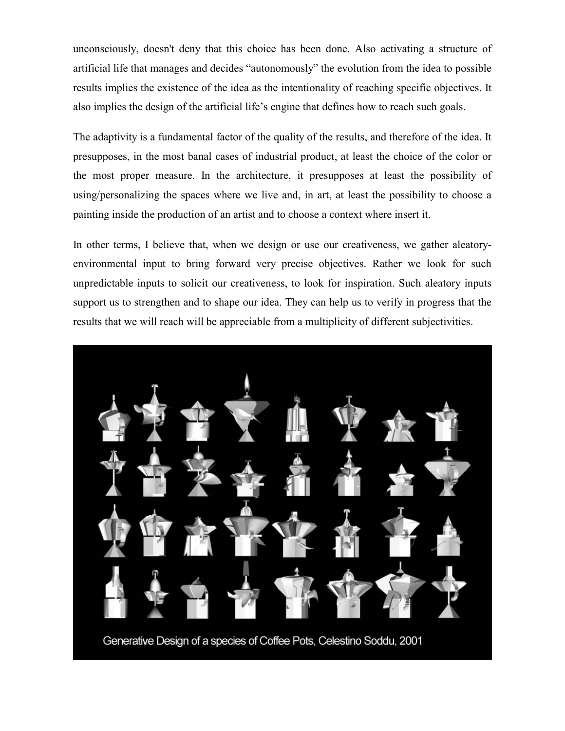unconsciously, doesn't deny that this choice has been done. Also activating a structure of artificial life that manages and decides "autonomously" the evolution from the idea to possible results implies the existence of the idea as the intentionality of reaching specific objectives. It also implies the design of the artificial life's engine that defines how to reach such goals.

The adaptivity is a fundamental factor of the quality of the results, and therefore of the idea. It presupposes, in the most banal cases of industrial product, at least the choice of the color or the most proper measure. In the architecture, it presupposes at least the possibility of using/personalizing the spaces where we live and, in art, at least the possibility to choose a painting inside the production of an artist and to choose a context where insert it.

In other terms, I believe that, when we design or use our creativeness, we gather aleatory-environmental input to bring forward very precise objectives. Rather we look for such unpredictable inputs to solicit our creativeness, to look for inspiration. Such aleatory inputs support us to strengthen and to shape our idea. They can help us to verify in progress that the results that we will reach will be appreciable from a multiplicity of different subjectivities.

Generative Design of a species of Coffee Pots, Celestino Soddu, 2001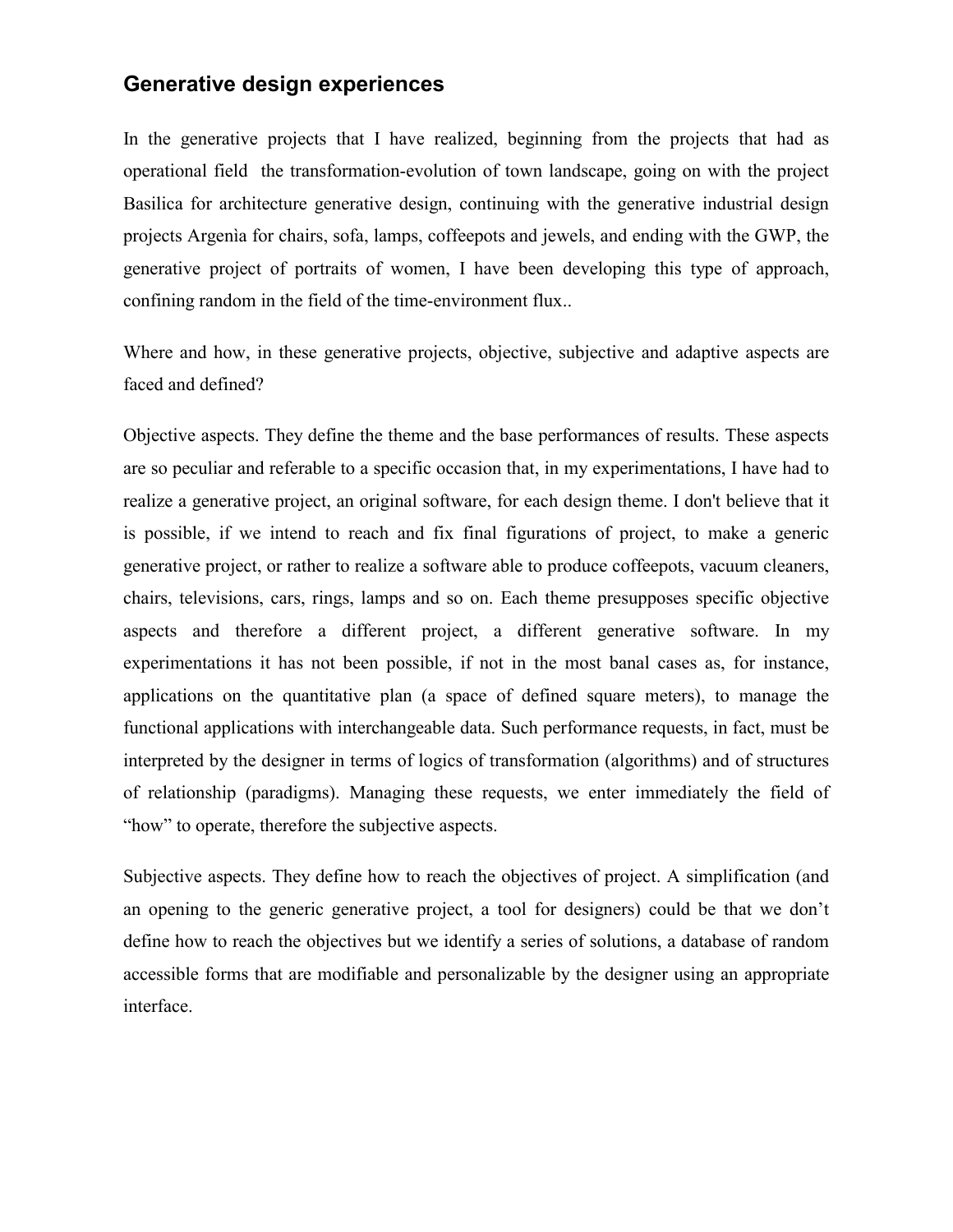## Generative design experiences

In the generative projects that I have realized, beginning from the projects that had as operational field  the transformation-evolution of town landscape, going on with the project Basilica for architecture generative design, continuing with the generative industrial design projects Argenìa for chairs, sofa, lamps, coffeepots and jewels, and ending with the GWP, the generative project of portraits of women, I have been developing this type of approach, confining random in the field of the time-environment flux..

Where and how, in these generative projects, objective, subjective and adaptive aspects are faced and defined?

Objective aspects. They define the theme and the base performances of results. These aspects are so peculiar and referable to a specific occasion that, in my experimentations, I have had to realize a generative project, an original software, for each design theme. I don't believe that it is possible, if we intend to reach and fix final figurations of project, to make a generic generative project, or rather to realize a software able to produce coffeepots, vacuum cleaners, chairs, televisions, cars, rings, lamps and so on. Each theme presupposes specific objective aspects and therefore a different project, a different generative software. In my experimentations it has not been possible, if not in the most banal cases as, for instance, applications on the quantitative plan (a space of defined square meters), to manage the functional applications with interchangeable data. Such performance requests, in fact, must be interpreted by the designer in terms of logics of transformation (algorithms) and of structures of relationship (paradigms). Managing these requests, we enter immediately the field of "how" to operate, therefore the subjective aspects.

Subjective aspects. They define how to reach the objectives of project. A simplification (and an opening to the generic generative project, a tool for designers) could be that we don't define how to reach the objectives but we identify a series of solutions, a database of random accessible forms that are modifiable and personalizable by the designer using an appropriate interface.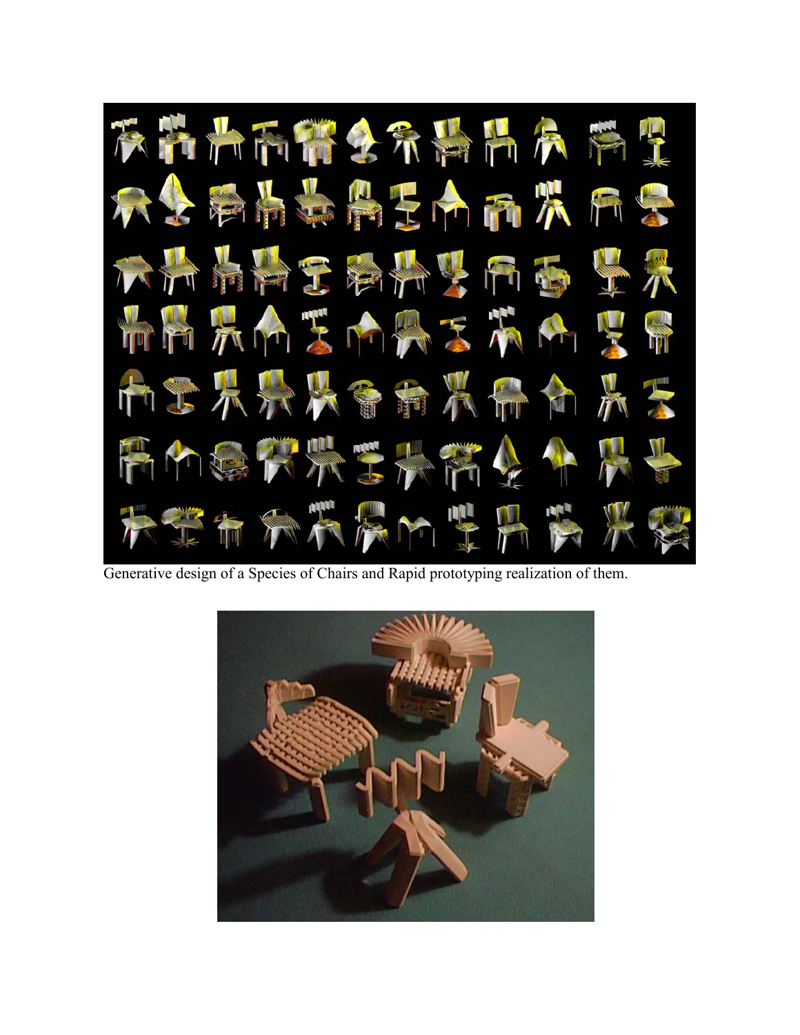Generative design of a Species of Chairs and Rapid prototyping realization of them.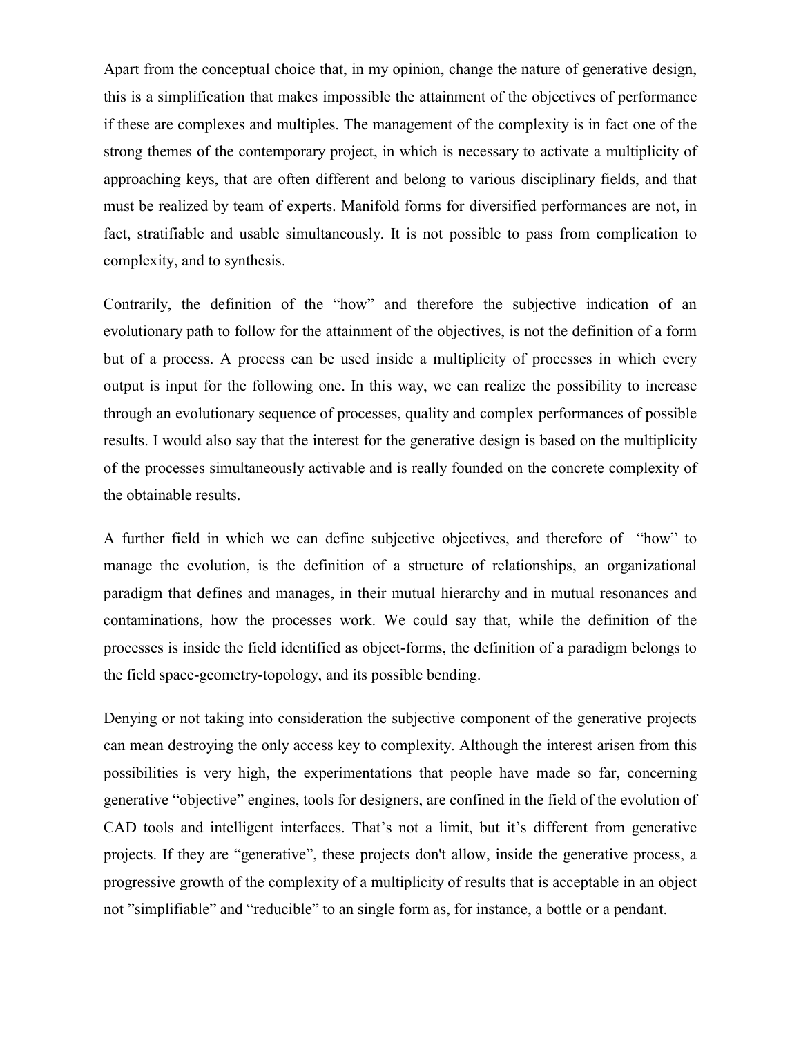Apart from the conceptual choice that, in my opinion, change the nature of generative design, this is a simplification that makes impossible the attainment of the objectives of performance if these are complexes and multiples. The management of the complexity is in fact one of the strong themes of the contemporary project, in which is necessary to activate a multiplicity of approaching keys, that are often different and belong to various disciplinary fields, and that must be realized by team of experts. Manifold forms for diversified performances are not, in fact, stratifiable and usable simultaneously. It is not possible to pass from complication to complexity, and to synthesis.

Contrarily, the definition of the "how" and therefore the subjective indication of an evolutionary path to follow for the attainment of the objectives, is not the definition of a form but of a process. A process can be used inside a multiplicity of processes in which every output is input for the following one. In this way, we can realize the possibility to increase through an evolutionary sequence of processes, quality and complex performances of possible results. I would also say that the interest for the generative design is based on the multiplicity of the processes simultaneously activable and is really founded on the concrete complexity of the obtainable results.

A further field in which we can define subjective objectives, and therefore of "how" to manage the evolution, is the definition of a structure of relationships, an organizational paradigm that defines and manages, in their mutual hierarchy and in mutual resonances and contaminations, how the processes work. We could say that, while the definition of the processes is inside the field identified as object-forms, the definition of a paradigm belongs to the field space-geometry-topology, and its possible bending.

Denying or not taking into consideration the subjective component of the generative projects can mean destroying the only access key to complexity. Although the interest arisen from this possibilities is very high, the experimentations that people have made so far, concerning generative "objective" engines, tools for designers, are confined in the field of the evolution of CAD tools and intelligent interfaces. That's not a limit, but it's different from generative projects. If they are "generative", these projects don't allow, inside the generative process, a progressive growth of the complexity of a multiplicity of results that is acceptable in an object not "simplifiable" and "reducible" to an single form as, for instance, a bottle or a pendant.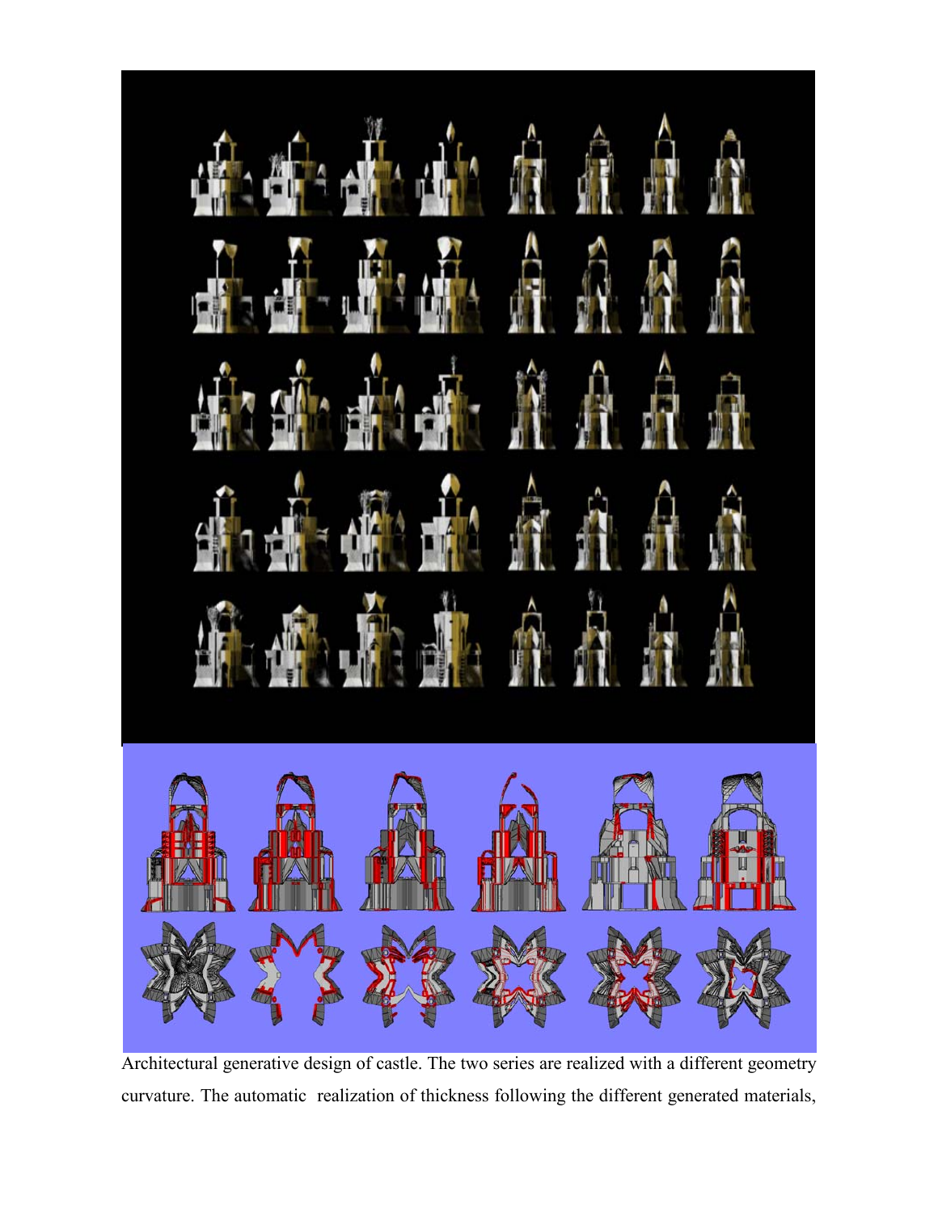Architectural generative design of castle. The two series are realized with a different geometry curvature. The automatic realization of thickness following the different generated materials,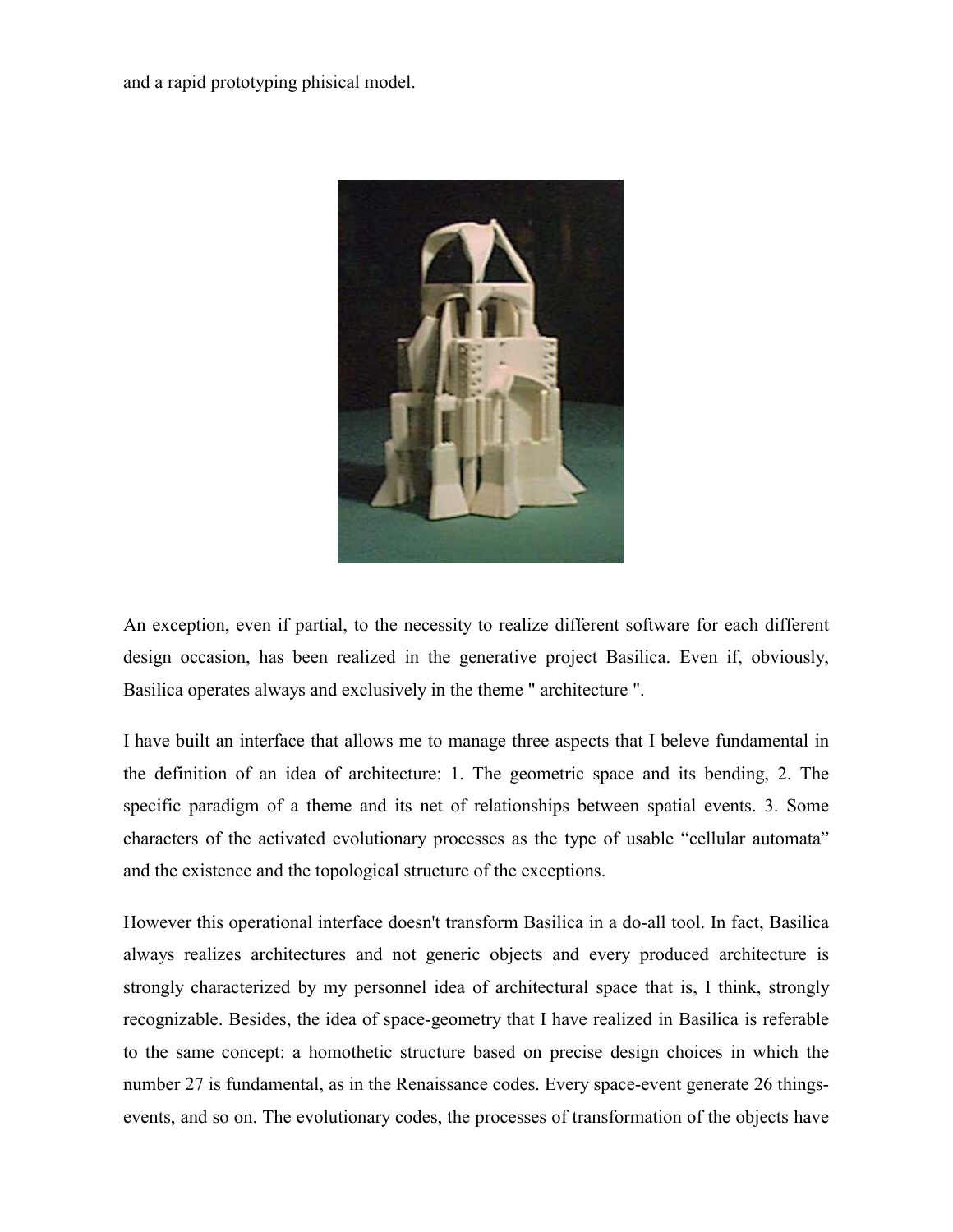and a rapid prototyping phisical model.

An exception, even if partial, to the necessity to realize different software for each different design occasion, has been realized in the generative project Basilica. Even if, obviously, Basilica operates always and exclusively in the theme " architecture ".

I have built an interface that allows me to manage three aspects that I beleve fundamental in the definition of an idea of architecture: 1. The geometric space and its bending, 2. The specific paradigm of a theme and its net of relationships between spatial events. 3. Some characters of the activated evolutionary processes as the type of usable "cellular automata" and the existence and the topological structure of the exceptions.

However this operational interface doesn't transform Basilica in a do-all tool. In fact, Basilica always realizes architectures and not generic objects and every produced architecture is strongly characterized by my personnel idea of architectural space that is, I think, strongly recognizable. Besides, the idea of space-geometry that I have realized in Basilica is referable to the same concept: a homothetic structure based on precise design choices in which the number 27 is fundamental, as in the Renaissance codes. Every space-event generate 26 things-events, and so on. The evolutionary codes, the processes of transformation of the objects have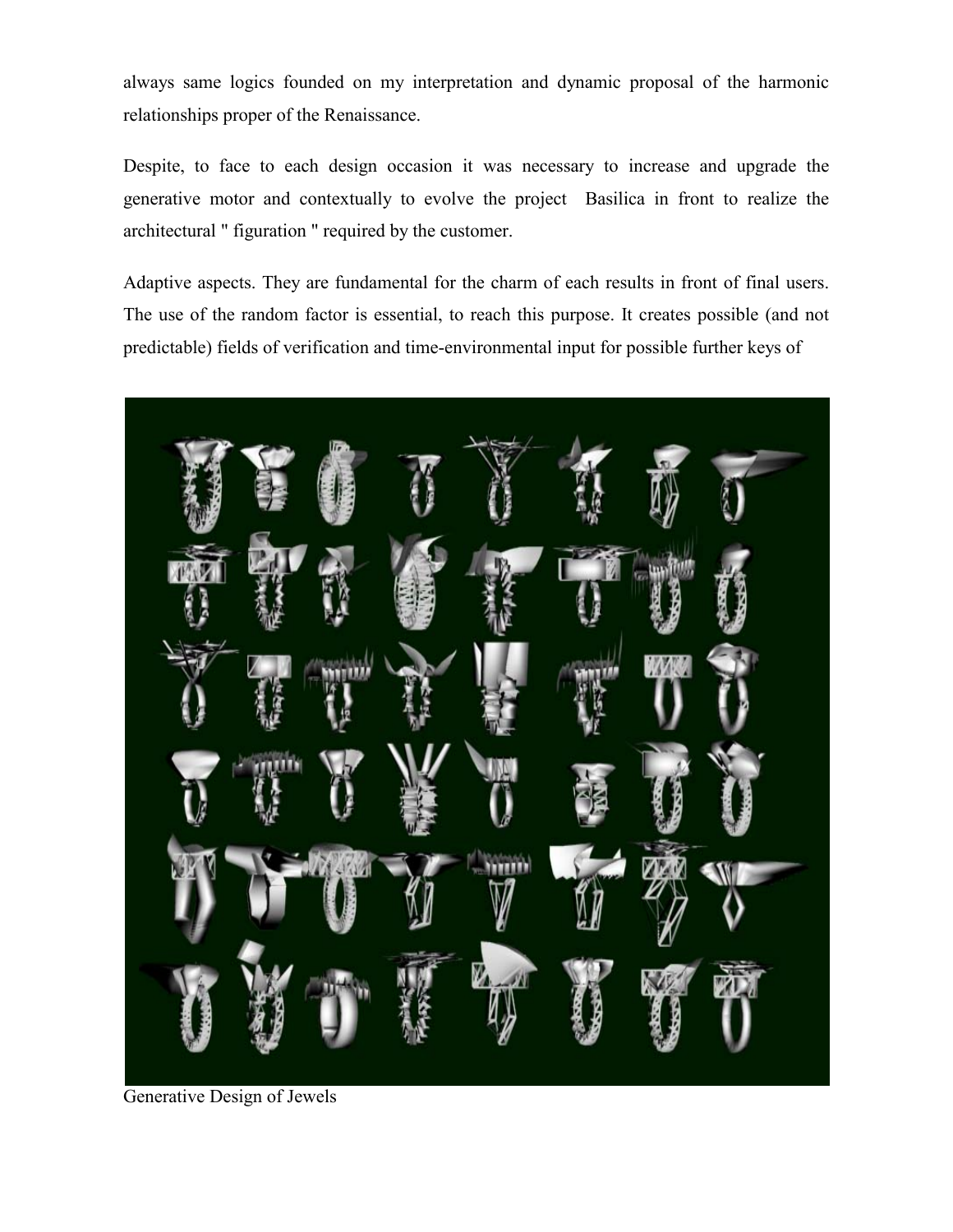always same logics founded on my interpretation and dynamic proposal of the harmonic relationships proper of the Renaissance.

Despite, to face to each design occasion it was necessary to increase and upgrade the generative motor and contextually to evolve the project Basilica in front to realize the architectural " figuration " required by the customer.

Adaptive aspects. They are fundamental for the charm of each results in front of final users. The use of the random factor is essential, to reach this purpose. It creates possible (and not predictable) fields of verification and time-environmental input for possible further keys of

Generative Design of Jewels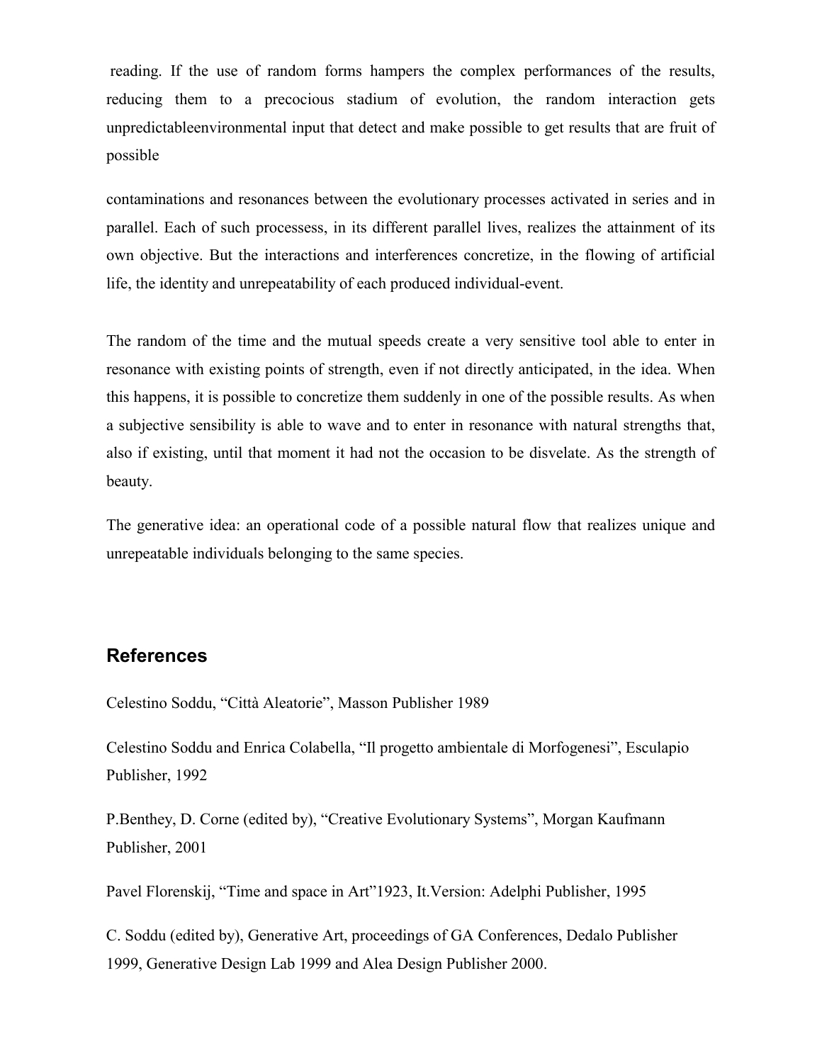reading. If the use of random forms hampers the complex performances of the results, reducing them to a precocious stadium of evolution, the random interaction gets unpredictableenvironmental input that detect and make possible to get results that are fruit of possible

contaminations and resonances between the evolutionary processes activated in series and in parallel. Each of such processess, in its different parallel lives, realizes the attainment of its own objective. But the interactions and interferences concretize, in the flowing of artificial life, the identity and unrepeatability of each produced individual-event.

The random of the time and the mutual speeds create a very sensitive tool able to enter in resonance with existing points of strength, even if not directly anticipated, in the idea. When this happens, it is possible to concretize them suddenly in one of the possible results. As when a subjective sensibility is able to wave and to enter in resonance with natural strengths that, also if existing, until that moment it had not the occasion to be disvelate. As the strength of beauty.

The generative idea: an operational code of a possible natural flow that realizes unique and unrepeatable individuals belonging to the same species.

## References

Celestino Soddu, "Città Aleatorie", Masson Publisher 1989

Celestino Soddu and Enrica Colabella, "Il progetto ambientale di Morfogenesi", Esculapio Publisher, 1992

P.Benthey, D. Corne (edited by), "Creative Evolutionary Systems", Morgan Kaufmann Publisher, 2001

Pavel Florenskij, "Time and space in Art"1923, It.Version: Adelphi Publisher, 1995

C. Soddu (edited by), Generative Art, proceedings of GA Conferences, Dedalo Publisher 1999, Generative Design Lab 1999 and Alea Design Publisher 2000.